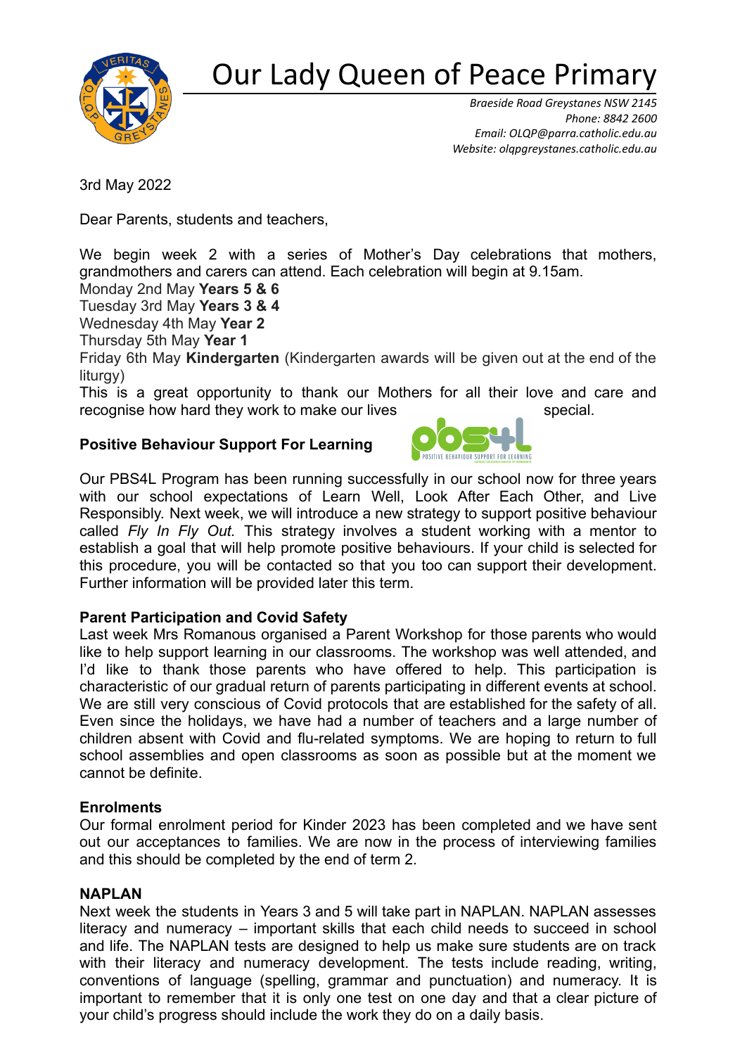# Our Lady Queen of Peace Primary

*Braeside Road Greystanes NSW 2145*
*Phone: 8842 2600*
*Email: OLQP@parra.catholic.edu.au*
*Website: olqpgreystanes.catholic.edu.au*

3rd May 2022

Dear Parents, students and teachers,

We begin week 2 with a series of Mother's Day celebrations that mothers, grandmothers and carers can attend. Each celebration will begin at 9.15am.
Monday 2nd May **Years 5 & 6**
Tuesday 3rd May **Years 3 & 4**
Wednesday 4th May **Year 2**
Thursday 5th May **Year 1**
Friday 6th May **Kindergarten** (Kindergarten awards will be given out at the end of the liturgy)
This is a great opportunity to thank our Mothers for all their love and care and recognise how hard they work to make our lives special.

**Positive Behaviour Support For Learning**

Our PBS4L Program has been running successfully in our school now for three years with our school expectations of Learn Well, Look After Each Other, and Live Responsibly. Next week, we will introduce a new strategy to support positive behaviour called *Fly In Fly Out*. This strategy involves a student working with a mentor to establish a goal that will help promote positive behaviours. If your child is selected for this procedure, you will be contacted so that you too can support their development. Further information will be provided later this term.

**Parent Participation and Covid Safety**

Last week Mrs Romanous organised a Parent Workshop for those parents who would like to help support learning in our classrooms. The workshop was well attended, and I'd like to thank those parents who have offered to help. This participation is characteristic of our gradual return of parents participating in different events at school. We are still very conscious of Covid protocols that are established for the safety of all. Even since the holidays, we have had a number of teachers and a large number of children absent with Covid and flu-related symptoms. We are hoping to return to full school assemblies and open classrooms as soon as possible but at the moment we cannot be definite.

**Enrolments**

Our formal enrolment period for Kinder 2023 has been completed and we have sent out our acceptances to families. We are now in the process of interviewing families and this should be completed by the end of term 2.

**NAPLAN**

Next week the students in Years 3 and 5 will take part in NAPLAN. NAPLAN assesses literacy and numeracy – important skills that each child needs to succeed in school and life. The NAPLAN tests are designed to help us make sure students are on track with their literacy and numeracy development. The tests include reading, writing, conventions of language (spelling, grammar and punctuation) and numeracy. It is important to remember that it is only one test on one day and that a clear picture of your child's progress should include the work they do on a daily basis.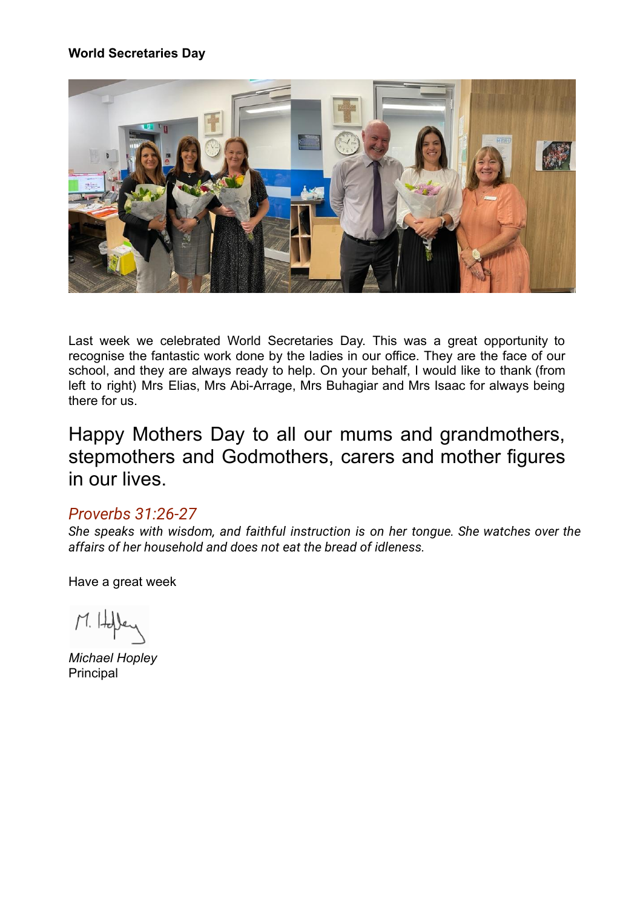**World Secretaries Day**

Last week we celebrated World Secretaries Day. This was a great opportunity to recognise the fantastic work done by the ladies in our office. They are the face of our school, and they are always ready to help. On your behalf, I would like to thank (from left to right) Mrs Elias, Mrs Abi-Arrage, Mrs Buhagiar and Mrs Isaac for always being there for us.

## Happy Mothers Day to all our mums and grandmothers, stepmothers and Godmothers, carers and mother figures in our lives.

*Proverbs 31:26-27*

*She speaks with wisdom, and faithful instruction is on her tongue. She watches over the affairs of her household and does not eat the bread of idleness.*

Have a great week

*Michael Hopley*
Principal